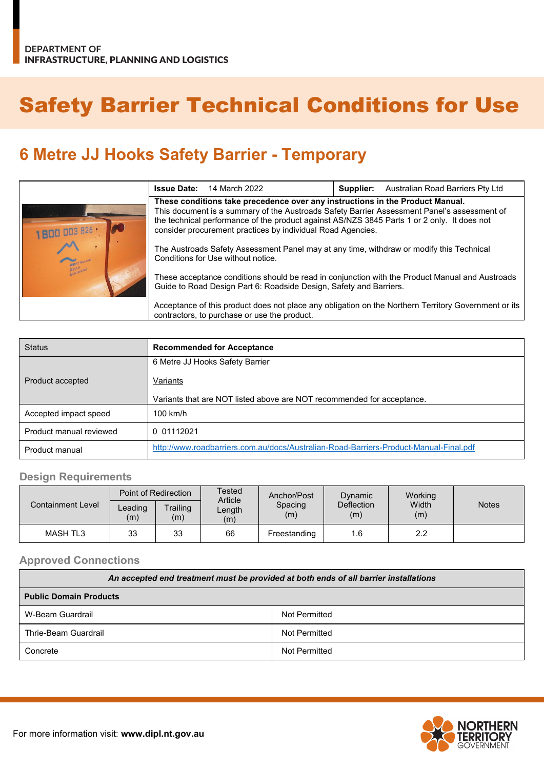DEPARTMENT OF
INFRASTRUCTURE, PLANNING AND LOGISTICS

# Safety Barrier Technical Conditions for Use

## 6 Metre JJ Hooks Safety Barrier - Temporary

| **Issue Date:** 14 March 2022 | **Supplier:** Australian Road Barriers Pty Ltd |
|---|---|

**These conditions take precedence over any instructions in the Product Manual.**
This document is a summary of the Austroads Safety Barrier Assessment Panel's assessment of the technical performance of the product against AS/NZS 3845 Parts 1 or 2 only. It does not consider procurement practices by individual Road Agencies.

The Austroads Safety Assessment Panel may at any time, withdraw or modify this Technical Conditions for Use without notice.

These acceptance conditions should be read in conjunction with the Product Manual and Austroads Guide to Road Design Part 6: Roadside Design, Safety and Barriers.

Acceptance of this product does not place any obligation on the Northern Territory Government or its contractors, to purchase or use the product.

| Status | **Recommended for Acceptance** |
|---|---|
| Product accepted | 6 Metre JJ Hooks Safety Barrier<br><br>Variants<br><br>Variants that are NOT listed above are NOT recommended for acceptance. |
| Accepted impact speed | 100 km/h |
| Product manual reviewed | 0 01112021 |
| Product manual | http://www.roadbarriers.com.au/docs/Australian-Road-Barriers-Product-Manual-Final.pdf |

### Design Requirements

| Containment Level | Point of Redirection | | Tested Article Length (m) | Anchor/Post Spacing (m) | Dynamic Deflection (m) | Working Width (m) | Notes |
|---|---|---|---|---|---|---|---|
| | Leading (m) | Trailing (m) | | | | | |
| MASH TL3 | 33 | 33 | 66 | Freestanding | 1.6 | 2.2 | |

### Approved Connections

| *An accepted end treatment must be provided at both ends of all barrier installations* | |
|---|---|
| **Public Domain Products** | |
| W-Beam Guardrail | Not Permitted |
| Thrie-Beam Guardrail | Not Permitted |
| Concrete | Not Permitted |

For more information visit: **www.dipl.nt.gov.au**

NORTHERN TERRITORY GOVERNMENT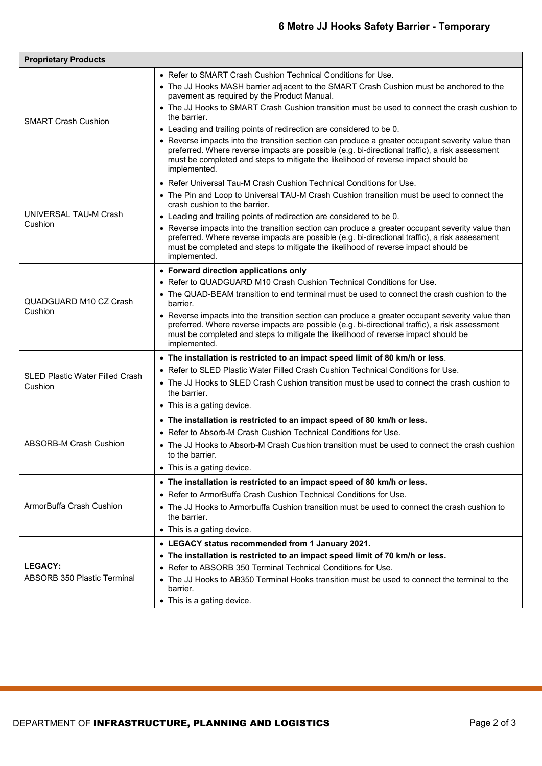| Proprietary Products | |
|---|---|
| SMART Crash Cushion | • Refer to SMART Crash Cushion Technical Conditions for Use.<br>• The JJ Hooks MASH barrier adjacent to the SMART Crash Cushion must be anchored to the pavement as required by the Product Manual.<br>• The JJ Hooks to SMART Crash Cushion transition must be used to connect the crash cushion to the barrier.<br>• Leading and trailing points of redirection are considered to be 0.<br>• Reverse impacts into the transition section can produce a greater occupant severity value than preferred. Where reverse impacts are possible (e.g. bi-directional traffic), a risk assessment must be completed and steps to mitigate the likelihood of reverse impact should be implemented. |
| UNIVERSAL TAU-M Crash Cushion | • Refer Universal Tau-M Crash Cushion Technical Conditions for Use.<br>• The Pin and Loop to Universal TAU-M Crash Cushion transition must be used to connect the crash cushion to the barrier.<br>• Leading and trailing points of redirection are considered to be 0.<br>• Reverse impacts into the transition section can produce a greater occupant severity value than preferred. Where reverse impacts are possible (e.g. bi-directional traffic), a risk assessment must be completed and steps to mitigate the likelihood of reverse impact should be implemented. |
| QUADGUARD M10 CZ Crash Cushion | • **Forward direction applications only**<br>• Refer to QUADGUARD M10 Crash Cushion Technical Conditions for Use.<br>• The QUAD-BEAM transition to end terminal must be used to connect the crash cushion to the barrier.<br>• Reverse impacts into the transition section can produce a greater occupant severity value than preferred. Where reverse impacts are possible (e.g. bi-directional traffic), a risk assessment must be completed and steps to mitigate the likelihood of reverse impact should be implemented. |
| SLED Plastic Water Filled Crash Cushion | • **The installation is restricted to an impact speed limit of 80 km/h or less**.<br>• Refer to SLED Plastic Water Filled Crash Cushion Technical Conditions for Use.<br>• The JJ Hooks to SLED Crash Cushion transition must be used to connect the crash cushion to the barrier.<br>• This is a gating device. |
| ABSORB-M Crash Cushion | • **The installation is restricted to an impact speed of 80 km/h or less.**<br>• Refer to Absorb-M Crash Cushion Technical Conditions for Use.<br>• The JJ Hooks to Absorb-M Crash Cushion transition must be used to connect the crash cushion to the barrier.<br>• This is a gating device. |
| ArmorBuffa Crash Cushion | • **The installation is restricted to an impact speed of 80 km/h or less.**<br>• Refer to ArmorBuffa Crash Cushion Technical Conditions for Use.<br>• The JJ Hooks to Armorbuffa Cushion transition must be used to connect the crash cushion to the barrier.<br>• This is a gating device. |
| **LEGACY:**<br>ABSORB 350 Plastic Terminal | • **LEGACY status recommended from 1 January 2021.**<br>• **The installation is restricted to an impact speed limit of 70 km/h or less.**<br>• Refer to ABSORB 350 Terminal Technical Conditions for Use.<br>• The JJ Hooks to AB350 Terminal Hooks transition must be used to connect the terminal to the barrier.<br>• This is a gating device. |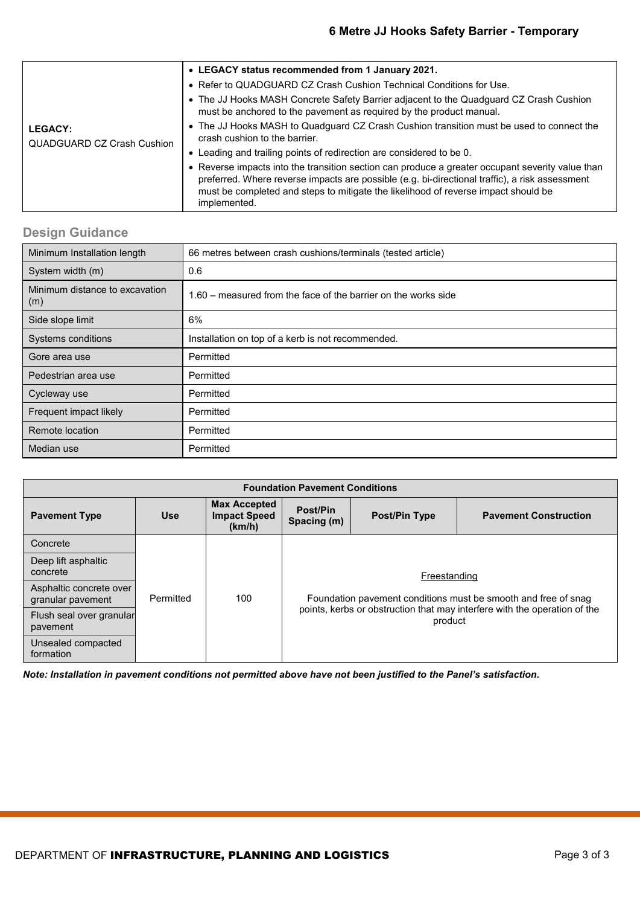| | |
|---|---|
| **LEGACY:** QUADGUARD CZ Crash Cushion | • **LEGACY status recommended from 1 January 2021.**<br>• Refer to QUADGUARD CZ Crash Cushion Technical Conditions for Use.<br>• The JJ Hooks MASH Concrete Safety Barrier adjacent to the Quadguard CZ Crash Cushion must be anchored to the pavement as required by the product manual.<br>• The JJ Hooks MASH to Quadguard CZ Crash Cushion transition must be used to connect the crash cushion to the barrier.<br>• Leading and trailing points of redirection are considered to be 0.<br>• Reverse impacts into the transition section can produce a greater occupant severity value than preferred. Where reverse impacts are possible (e.g. bi-directional traffic), a risk assessment must be completed and steps to mitigate the likelihood of reverse impact should be implemented. |

## Design Guidance

| | |
|---|---|
| Minimum Installation length | 66 metres between crash cushions/terminals (tested article) |
| System width (m) | 0.6 |
| Minimum distance to excavation (m) | 1.60 – measured from the face of the barrier on the works side |
| Side slope limit | 6% |
| Systems conditions | Installation on top of a kerb is not recommended. |
| Gore area use | Permitted |
| Pedestrian area use | Permitted |
| Cycleway use | Permitted |
| Frequent impact likely | Permitted |
| Remote location | Permitted |
| Median use | Permitted |

| Foundation Pavement Conditions | | | | | |
|---|---|---|---|---|---|
| **Pavement Type** | **Use** | **Max Accepted Impact Speed (km/h)** | **Post/Pin Spacing (m)** | **Post/Pin Type** | **Pavement Construction** |
| Concrete | Permitted | 100 | Freestanding<br>Foundation pavement conditions must be smooth and free of snag points, kerbs or obstruction that may interfere with the operation of the product | | |
| Deep lift asphaltic concrete | | | | | |
| Asphaltic concrete over granular pavement | | | | | |
| Flush seal over granular pavement | | | | | |
| Unsealed compacted formation | | | | | |

***Note: Installation in pavement conditions not permitted above have not been justified to the Panel's satisfaction.***